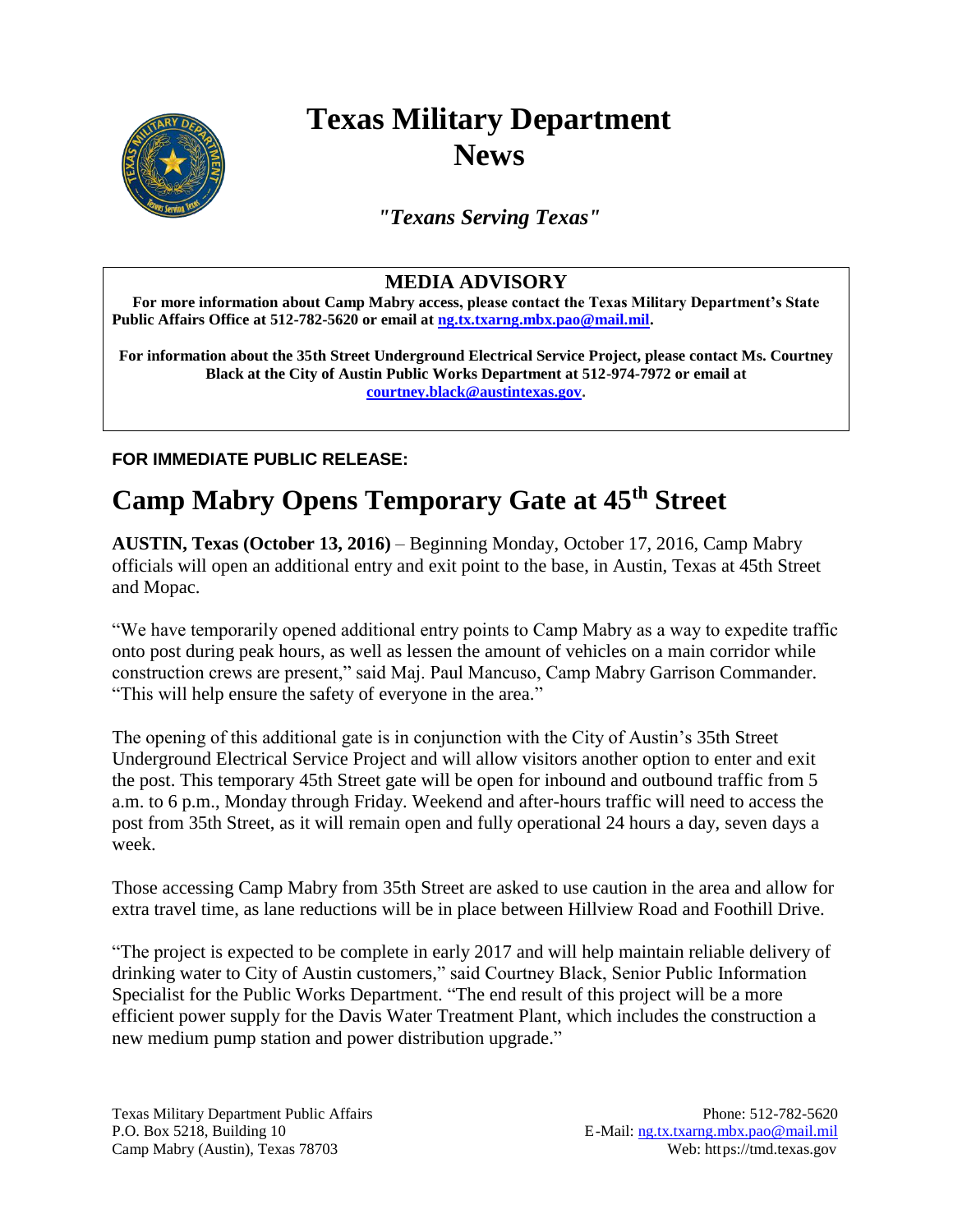# Texas Military Department News

*"Texans Serving Texas"*

**MEDIA ADVISORY**

**For more information about Camp Mabry access, please contact the Texas Military Department's State Public Affairs Office at 512-782-5620 or email at ng.tx.txarng.mbx.pao@mail.mil.**

**For information about the 35th Street Underground Electrical Service Project, please contact Ms. Courtney Black at the City of Austin Public Works Department at 512-974-7972 or email at courtney.black@austintexas.gov.**

**FOR IMMEDIATE PUBLIC RELEASE:**

## Camp Mabry Opens Temporary Gate at 45th Street

**AUSTIN, Texas (October 13, 2016)** – Beginning Monday, October 17, 2016, Camp Mabry officials will open an additional entry and exit point to the base, in Austin, Texas at 45th Street and Mopac.

"We have temporarily opened additional entry points to Camp Mabry as a way to expedite traffic onto post during peak hours, as well as lessen the amount of vehicles on a main corridor while construction crews are present," said Maj. Paul Mancuso, Camp Mabry Garrison Commander. "This will help ensure the safety of everyone in the area."

The opening of this additional gate is in conjunction with the City of Austin's 35th Street Underground Electrical Service Project and will allow visitors another option to enter and exit the post. This temporary 45th Street gate will be open for inbound and outbound traffic from 5 a.m. to 6 p.m., Monday through Friday. Weekend and after-hours traffic will need to access the post from 35th Street, as it will remain open and fully operational 24 hours a day, seven days a week.

Those accessing Camp Mabry from 35th Street are asked to use caution in the area and allow for extra travel time, as lane reductions will be in place between Hillview Road and Foothill Drive.

"The project is expected to be complete in early 2017 and will help maintain reliable delivery of drinking water to City of Austin customers," said Courtney Black, Senior Public Information Specialist for the Public Works Department. "The end result of this project will be a more efficient power supply for the Davis Water Treatment Plant, which includes the construction a new medium pump station and power distribution upgrade."

Texas Military Department Public Affairs
P.O. Box 5218, Building 10
Camp Mabry (Austin), Texas 78703

Phone: 512-782-5620
E-Mail: ng.tx.txarng.mbx.pao@mail.mil
Web: https://tmd.texas.gov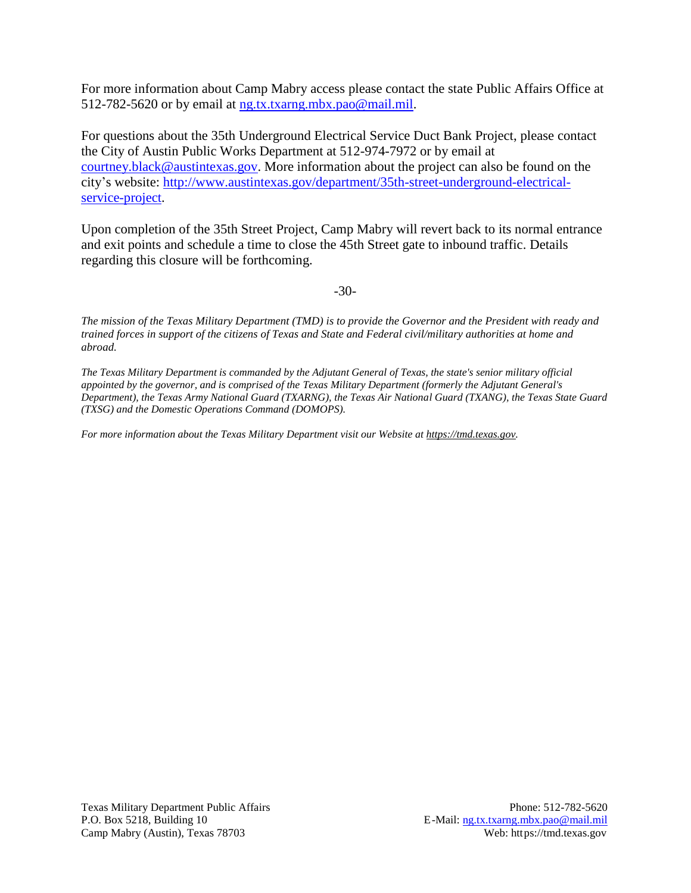For more information about Camp Mabry access please contact the state Public Affairs Office at 512-782-5620 or by email at ng.tx.txarng.mbx.pao@mail.mil.

For questions about the 35th Underground Electrical Service Duct Bank Project, please contact the City of Austin Public Works Department at 512-974-7972 or by email at courtney.black@austintexas.gov. More information about the project can also be found on the city's website: http://www.austintexas.gov/department/35th-street-underground-electrical-service-project.

Upon completion of the 35th Street Project, Camp Mabry will revert back to its normal entrance and exit points and schedule a time to close the 45th Street gate to inbound traffic. Details regarding this closure will be forthcoming.

-30-

*The mission of the Texas Military Department (TMD) is to provide the Governor and the President with ready and trained forces in support of the citizens of Texas and State and Federal civil/military authorities at home and abroad.*

*The Texas Military Department is commanded by the Adjutant General of Texas, the state's senior military official appointed by the governor, and is comprised of the Texas Military Department (formerly the Adjutant General's Department), the Texas Army National Guard (TXARNG), the Texas Air National Guard (TXANG), the Texas State Guard (TXSG) and the Domestic Operations Command (DOMOPS).*

*For more information about the Texas Military Department visit our Website at https://tmd.texas.gov.*

Texas Military Department Public Affairs
P.O. Box 5218, Building 10
Camp Mabry (Austin), Texas 78703

Phone: 512-782-5620
E-Mail: ng.tx.txarng.mbx.pao@mail.mil
Web: https://tmd.texas.gov